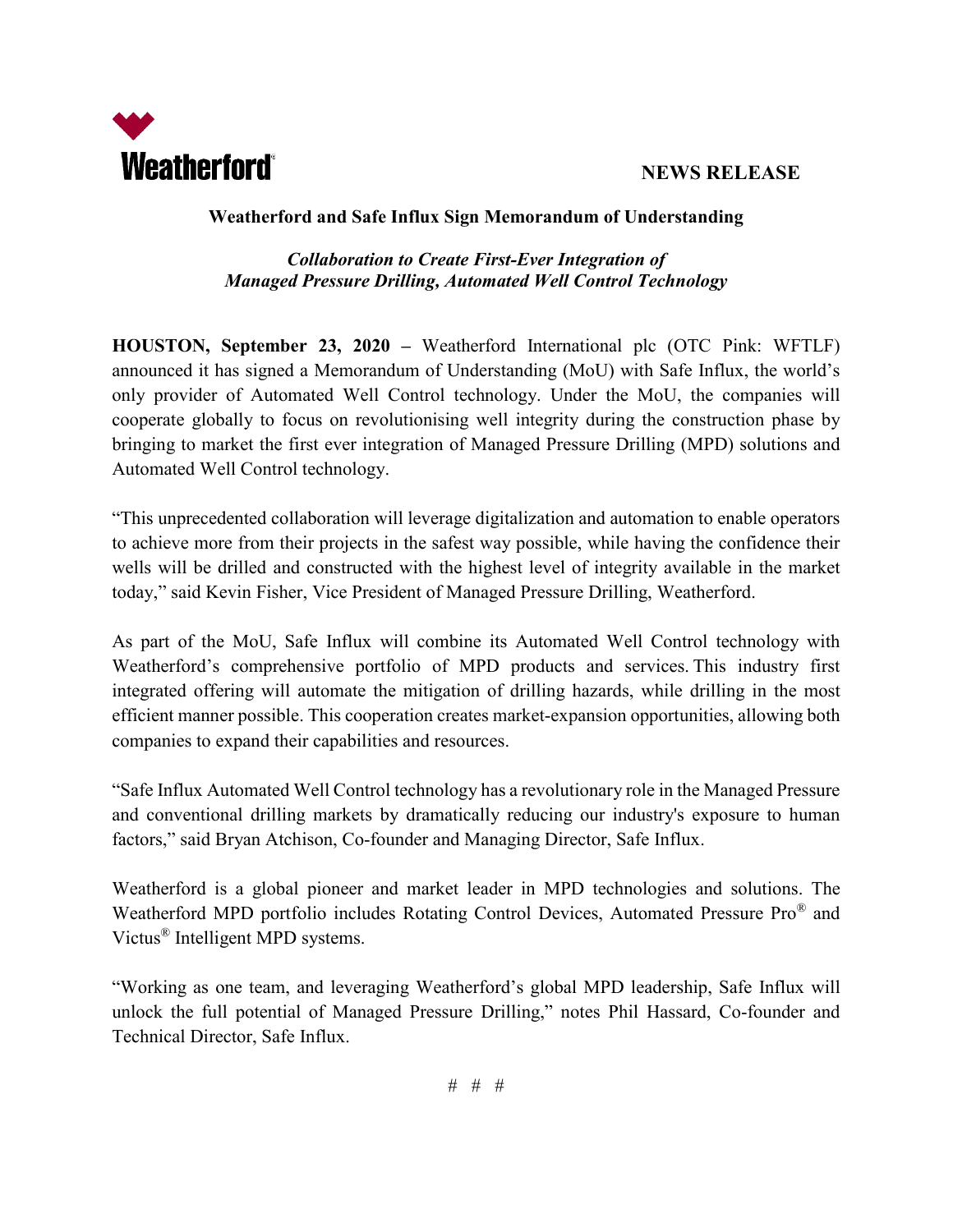Weatherford

**NEWS RELEASE**

## Weatherford and Safe Influx Sign Memorandum of Understanding

***Collaboration to Create First-Ever Integration of Managed Pressure Drilling, Automated Well Control Technology***

**HOUSTON, September 23, 2020 –** Weatherford International plc (OTC Pink: WFTLF) announced it has signed a Memorandum of Understanding (MoU) with Safe Influx, the world's only provider of Automated Well Control technology. Under the MoU, the companies will cooperate globally to focus on revolutionising well integrity during the construction phase by bringing to market the first ever integration of Managed Pressure Drilling (MPD) solutions and Automated Well Control technology.

"This unprecedented collaboration will leverage digitalization and automation to enable operators to achieve more from their projects in the safest way possible, while having the confidence their wells will be drilled and constructed with the highest level of integrity available in the market today," said Kevin Fisher, Vice President of Managed Pressure Drilling, Weatherford.

As part of the MoU, Safe Influx will combine its Automated Well Control technology with Weatherford's comprehensive portfolio of MPD products and services. This industry first integrated offering will automate the mitigation of drilling hazards, while drilling in the most efficient manner possible. This cooperation creates market-expansion opportunities, allowing both companies to expand their capabilities and resources.

"Safe Influx Automated Well Control technology has a revolutionary role in the Managed Pressure and conventional drilling markets by dramatically reducing our industry's exposure to human factors," said Bryan Atchison, Co-founder and Managing Director, Safe Influx.

Weatherford is a global pioneer and market leader in MPD technologies and solutions. The Weatherford MPD portfolio includes Rotating Control Devices, Automated Pressure Pro® and Victus® Intelligent MPD systems.

"Working as one team, and leveraging Weatherford's global MPD leadership, Safe Influx will unlock the full potential of Managed Pressure Drilling," notes Phil Hassard, Co-founder and Technical Director, Safe Influx.

# # #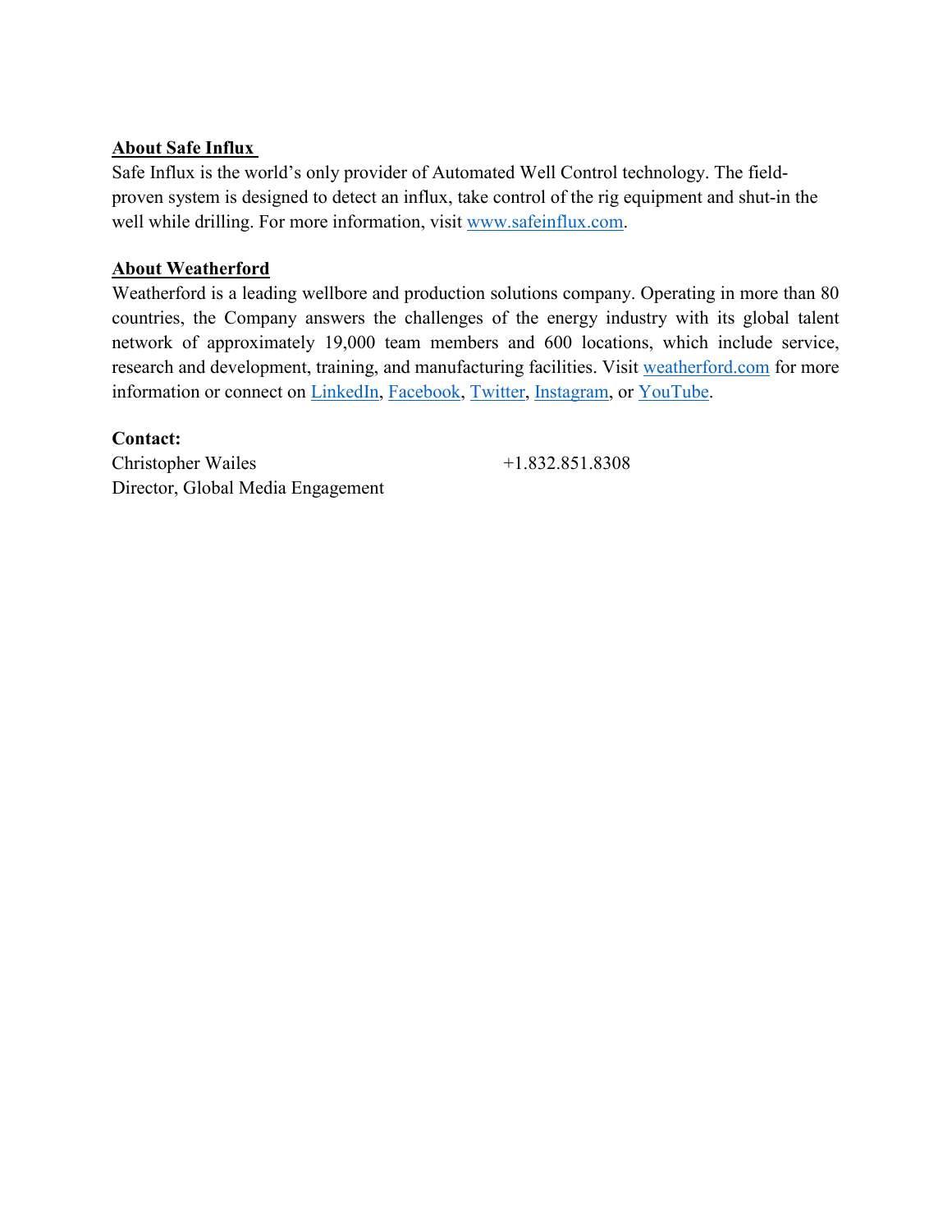## About Safe Influx

Safe Influx is the world's only provider of Automated Well Control technology. The field-proven system is designed to detect an influx, take control of the rig equipment and shut-in the well while drilling. For more information, visit [www.safeinflux.com](http://www.safeinflux.com).

## About Weatherford

Weatherford is a leading wellbore and production solutions company. Operating in more than 80 countries, the Company answers the challenges of the energy industry with its global talent network of approximately 19,000 team members and 600 locations, which include service, research and development, training, and manufacturing facilities. Visit [weatherford.com](https://weatherford.com) for more information or connect on LinkedIn, Facebook, Twitter, Instagram, or YouTube.

**Contact:**

Christopher Wailes +1.832.851.8308
Director, Global Media Engagement